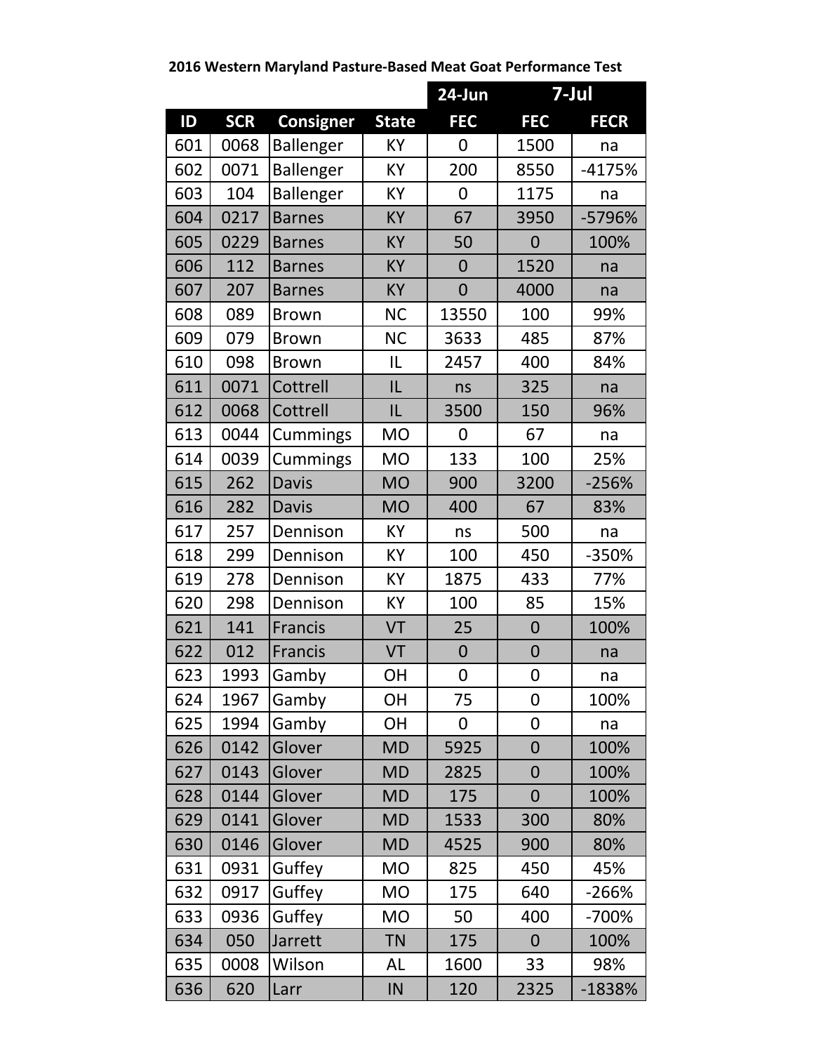**2016 Western Maryland Pasture-Based Meat Goat Performance Test**

| | | | | 24-Jun | 7-Jul | |
|---|---|---|---|---|---|---|
| ID | SCR | Consigner | State | FEC | FEC | FECR |
| 601 | 0068 | Ballenger | KY | 0 | 1500 | na |
| 602 | 0071 | Ballenger | KY | 200 | 8550 | -4175% |
| 603 | 104 | Ballenger | KY | 0 | 1175 | na |
| 604 | 0217 | Barnes | KY | 67 | 3950 | -5796% |
| 605 | 0229 | Barnes | KY | 50 | 0 | 100% |
| 606 | 112 | Barnes | KY | 0 | 1520 | na |
| 607 | 207 | Barnes | KY | 0 | 4000 | na |
| 608 | 089 | Brown | NC | 13550 | 100 | 99% |
| 609 | 079 | Brown | NC | 3633 | 485 | 87% |
| 610 | 098 | Brown | IL | 2457 | 400 | 84% |
| 611 | 0071 | Cottrell | IL | ns | 325 | na |
| 612 | 0068 | Cottrell | IL | 3500 | 150 | 96% |
| 613 | 0044 | Cummings | MO | 0 | 67 | na |
| 614 | 0039 | Cummings | MO | 133 | 100 | 25% |
| 615 | 262 | Davis | MO | 900 | 3200 | -256% |
| 616 | 282 | Davis | MO | 400 | 67 | 83% |
| 617 | 257 | Dennison | KY | ns | 500 | na |
| 618 | 299 | Dennison | KY | 100 | 450 | -350% |
| 619 | 278 | Dennison | KY | 1875 | 433 | 77% |
| 620 | 298 | Dennison | KY | 100 | 85 | 15% |
| 621 | 141 | Francis | VT | 25 | 0 | 100% |
| 622 | 012 | Francis | VT | 0 | 0 | na |
| 623 | 1993 | Gamby | OH | 0 | 0 | na |
| 624 | 1967 | Gamby | OH | 75 | 0 | 100% |
| 625 | 1994 | Gamby | OH | 0 | 0 | na |
| 626 | 0142 | Glover | MD | 5925 | 0 | 100% |
| 627 | 0143 | Glover | MD | 2825 | 0 | 100% |
| 628 | 0144 | Glover | MD | 175 | 0 | 100% |
| 629 | 0141 | Glover | MD | 1533 | 300 | 80% |
| 630 | 0146 | Glover | MD | 4525 | 900 | 80% |
| 631 | 0931 | Guffey | MO | 825 | 450 | 45% |
| 632 | 0917 | Guffey | MO | 175 | 640 | -266% |
| 633 | 0936 | Guffey | MO | 50 | 400 | -700% |
| 634 | 050 | Jarrett | TN | 175 | 0 | 100% |
| 635 | 0008 | Wilson | AL | 1600 | 33 | 98% |
| 636 | 620 | Larr | IN | 120 | 2325 | -1838% |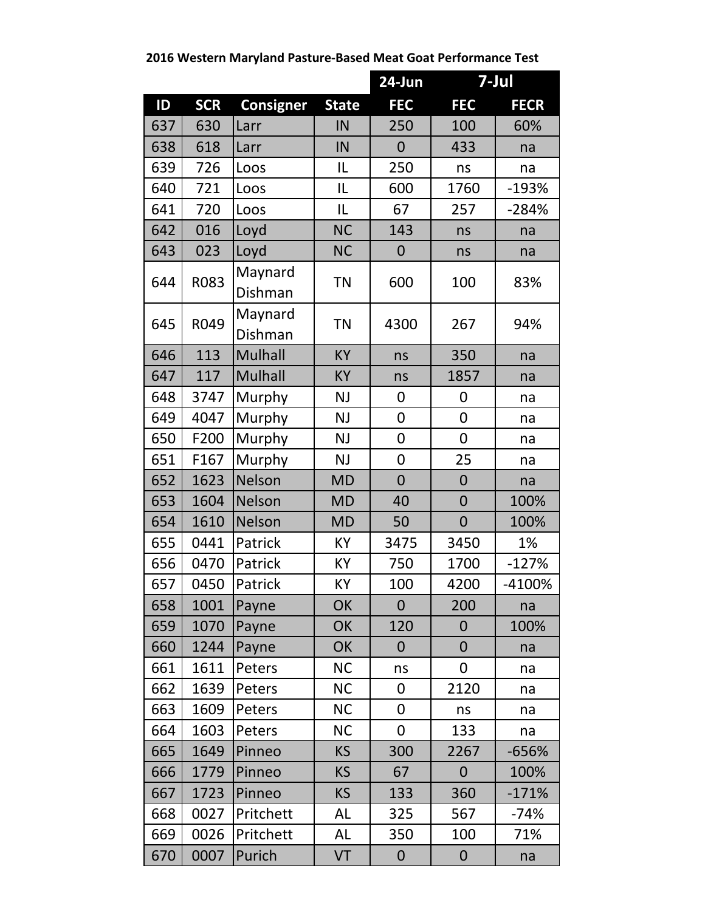**2016 Western Maryland Pasture-Based Meat Goat Performance Test**

| | | | | 24-Jun | 7-Jul | |
|---|---|---|---|---|---|---|
| ID | SCR | Consigner | State | FEC | FEC | FECR |
| 637 | 630 | Larr | IN | 250 | 100 | 60% |
| 638 | 618 | Larr | IN | 0 | 433 | na |
| 639 | 726 | Loos | IL | 250 | ns | na |
| 640 | 721 | Loos | IL | 600 | 1760 | -193% |
| 641 | 720 | Loos | IL | 67 | 257 | -284% |
| 642 | 016 | Loyd | NC | 143 | ns | na |
| 643 | 023 | Loyd | NC | 0 | ns | na |
| 644 | R083 | Maynard Dishman | TN | 600 | 100 | 83% |
| 645 | R049 | Maynard Dishman | TN | 4300 | 267 | 94% |
| 646 | 113 | Mulhall | KY | ns | 350 | na |
| 647 | 117 | Mulhall | KY | ns | 1857 | na |
| 648 | 3747 | Murphy | NJ | 0 | 0 | na |
| 649 | 4047 | Murphy | NJ | 0 | 0 | na |
| 650 | F200 | Murphy | NJ | 0 | 0 | na |
| 651 | F167 | Murphy | NJ | 0 | 25 | na |
| 652 | 1623 | Nelson | MD | 0 | 0 | na |
| 653 | 1604 | Nelson | MD | 40 | 0 | 100% |
| 654 | 1610 | Nelson | MD | 50 | 0 | 100% |
| 655 | 0441 | Patrick | KY | 3475 | 3450 | 1% |
| 656 | 0470 | Patrick | KY | 750 | 1700 | -127% |
| 657 | 0450 | Patrick | KY | 100 | 4200 | -4100% |
| 658 | 1001 | Payne | OK | 0 | 200 | na |
| 659 | 1070 | Payne | OK | 120 | 0 | 100% |
| 660 | 1244 | Payne | OK | 0 | 0 | na |
| 661 | 1611 | Peters | NC | ns | 0 | na |
| 662 | 1639 | Peters | NC | 0 | 2120 | na |
| 663 | 1609 | Peters | NC | 0 | ns | na |
| 664 | 1603 | Peters | NC | 0 | 133 | na |
| 665 | 1649 | Pinneo | KS | 300 | 2267 | -656% |
| 666 | 1779 | Pinneo | KS | 67 | 0 | 100% |
| 667 | 1723 | Pinneo | KS | 133 | 360 | -171% |
| 668 | 0027 | Pritchett | AL | 325 | 567 | -74% |
| 669 | 0026 | Pritchett | AL | 350 | 100 | 71% |
| 670 | 0007 | Purich | VT | 0 | 0 | na |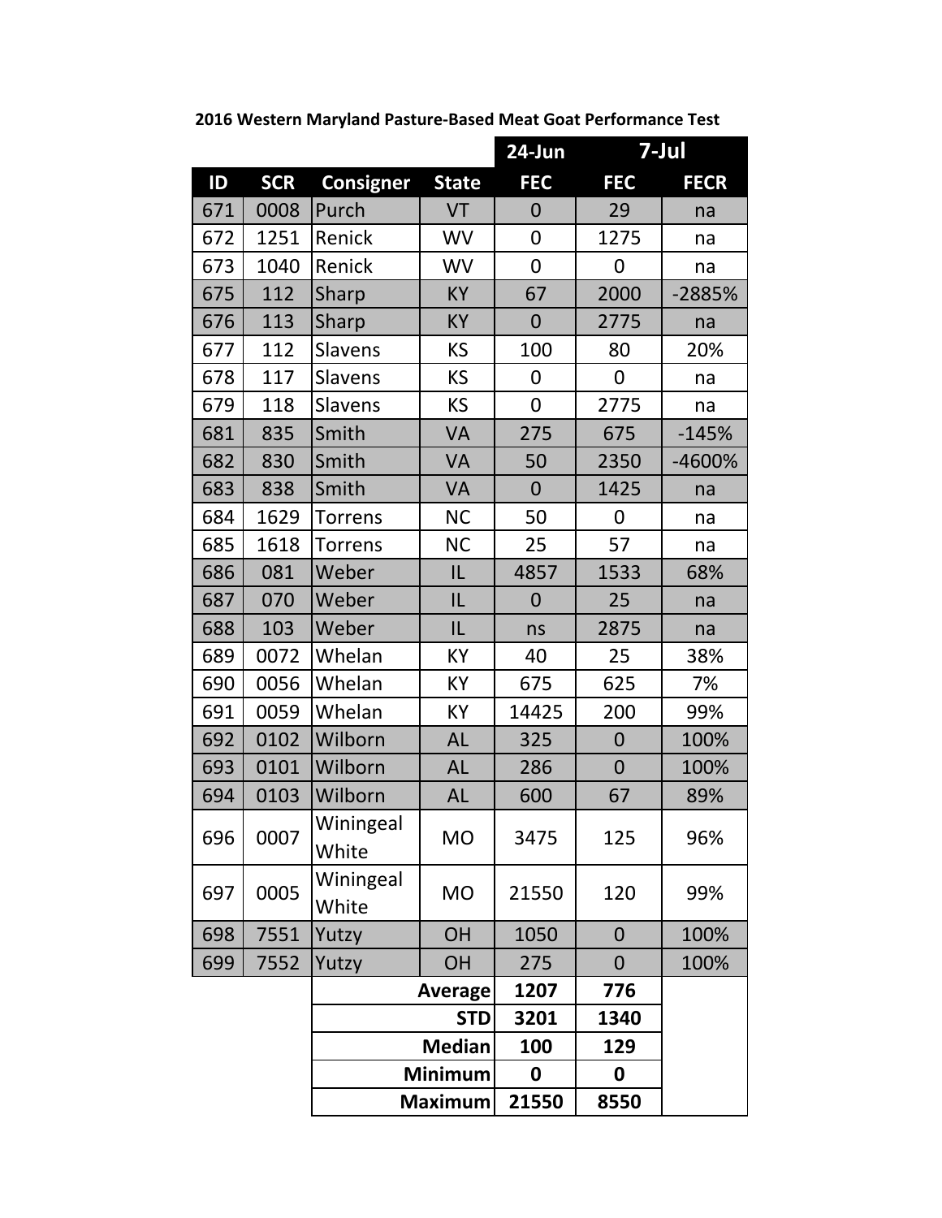**2016 Western Maryland Pasture-Based Meat Goat Performance Test**

| | | | | 24-Jun | 7-Jul | |
|---|---|---|---|---|---|---|
| ID | SCR | Consigner | State | FEC | FEC | FECR |
| 671 | 0008 | Purch | VT | 0 | 29 | na |
| 672 | 1251 | Renick | WV | 0 | 1275 | na |
| 673 | 1040 | Renick | WV | 0 | 0 | na |
| 675 | 112 | Sharp | KY | 67 | 2000 | -2885% |
| 676 | 113 | Sharp | KY | 0 | 2775 | na |
| 677 | 112 | Slavens | KS | 100 | 80 | 20% |
| 678 | 117 | Slavens | KS | 0 | 0 | na |
| 679 | 118 | Slavens | KS | 0 | 2775 | na |
| 681 | 835 | Smith | VA | 275 | 675 | -145% |
| 682 | 830 | Smith | VA | 50 | 2350 | -4600% |
| 683 | 838 | Smith | VA | 0 | 1425 | na |
| 684 | 1629 | Torrens | NC | 50 | 0 | na |
| 685 | 1618 | Torrens | NC | 25 | 57 | na |
| 686 | 081 | Weber | IL | 4857 | 1533 | 68% |
| 687 | 070 | Weber | IL | 0 | 25 | na |
| 688 | 103 | Weber | IL | ns | 2875 | na |
| 689 | 0072 | Whelan | KY | 40 | 25 | 38% |
| 690 | 0056 | Whelan | KY | 675 | 625 | 7% |
| 691 | 0059 | Whelan | KY | 14425 | 200 | 99% |
| 692 | 0102 | Wilborn | AL | 325 | 0 | 100% |
| 693 | 0101 | Wilborn | AL | 286 | 0 | 100% |
| 694 | 0103 | Wilborn | AL | 600 | 67 | 89% |
| 696 | 0007 | Winingeal White | MO | 3475 | 125 | 96% |
| 697 | 0005 | Winingeal White | MO | 21550 | 120 | 99% |
| 698 | 7551 | Yutzy | OH | 1050 | 0 | 100% |
| 699 | 7552 | Yutzy | OH | 275 | 0 | 100% |
| | | **Average** | | **1207** | **776** | |
| | | **STD** | | **3201** | **1340** | |
| | | **Median** | | **100** | **129** | |
| | | **Minimum** | | **0** | **0** | |
| | | **Maximum** | | **21550** | **8550** | |